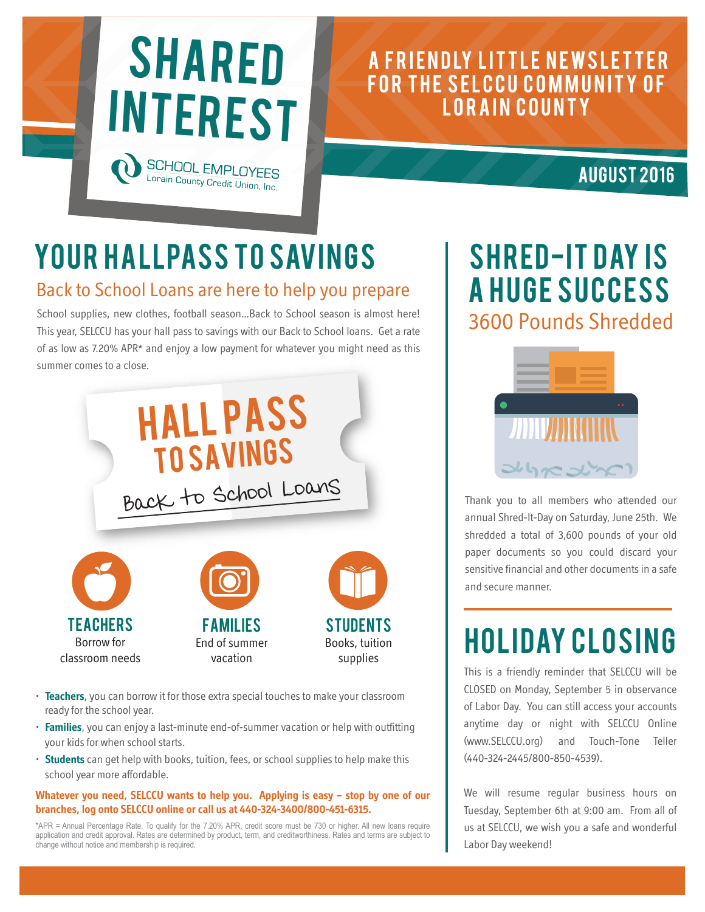# SHARED INTEREST

SCHOOL EMPLOYEES
Lorain County Credit Union, Inc.

A FRIENDLY LITTLE NEWSLETTER FOR THE SELCCU COMMUNITY OF LORAIN COUNTY

AUGUST 2016

## YOUR HALLPASS TO SAVINGS

### Back to School Loans are here to help you prepare

School supplies, new clothes, football season...Back to School season is almost here! This year, SELCCU has your hall pass to savings with our Back to School loans. Get a rate of as low as 7.20% APR* and enjoy a low payment for whatever you might need as this summer comes to a close.

**HALL PASS TO SAVINGS**
Back to School Loans

**TEACHERS**
Borrow for classroom needs

**FAMILIES**
End of summer vacation

**STUDENTS**
Books, tuition supplies

- **Teachers**, you can borrow it for those extra special touches to make your classroom ready for the school year.
- **Families**, you can enjoy a last-minute end-of-summer vacation or help with outfitting your kids for when school starts.
- **Students** can get help with books, tuition, fees, or school supplies to help make this school year more affordable.

**Whatever you need, SELCCU wants to help you. Applying is easy – stop by one of our branches, log onto SELCCU online or call us at 440-324-3400/800-451-6315.**

*APR = Annual Percentage Rate. To qualify for the 7.20% APR, credit score must be 730 or higher. All new loans require application and credit approval. Rates are determined by product, term, and creditworthiness. Rates and terms are subject to change without notice and membership is required.

## SHRED-IT DAY IS A HUGE SUCCESS

### 3600 Pounds Shredded

Thank you to all members who attended our annual Shred-It-Day on Saturday, June 25th. We shredded a total of 3,600 pounds of your old paper documents so you could discard your sensitive financial and other documents in a safe and secure manner.

## HOLIDAY CLOSING

This is a friendly reminder that SELCCU will be CLOSED on Monday, September 5 in observance of Labor Day. You can still access your accounts anytime day or night with SELCCU Online (www.SELCCU.org) and Touch-Tone Teller (440-324-2445/800-850-4539).

We will resume regular business hours on Tuesday, September 6th at 9:00 am. From all of us at SELCCU, we wish you a safe and wonderful Labor Day weekend!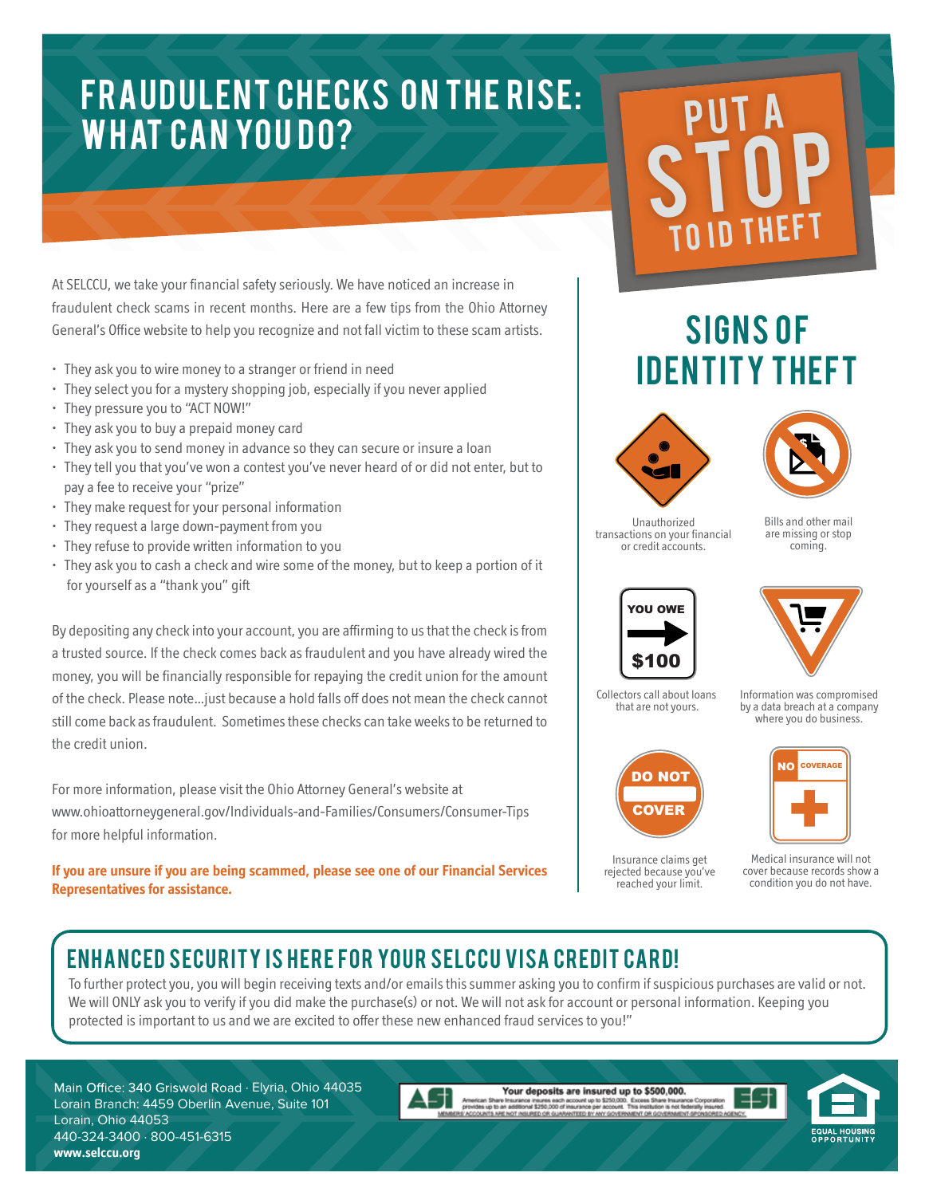# FRAUDULENT CHECKS ON THE RISE: WHAT CAN YOU DO?

PUT A STOP TO ID THEFT

At SELCCU, we take your financial safety seriously. We have noticed an increase in fraudulent check scams in recent months. Here are a few tips from the Ohio Attorney General's Office website to help you recognize and not fall victim to these scam artists.

- They ask you to wire money to a stranger or friend in need
- They select you for a mystery shopping job, especially if you never applied
- They pressure you to "ACT NOW!"
- They ask you to buy a prepaid money card
- They ask you to send money in advance so they can secure or insure a loan
- They tell you that you've won a contest you've never heard of or did not enter, but to pay a fee to receive your "prize"
- They make request for your personal information
- They request a large down-payment from you
- They refuse to provide written information to you
- They ask you to cash a check and wire some of the money, but to keep a portion of it for yourself as a "thank you" gift

By depositing any check into your account, you are affirming to us that the check is from a trusted source. If the check comes back as fraudulent and you have already wired the money, you will be financially responsible for repaying the credit union for the amount of the check. Please note...just because a hold falls off does not mean the check cannot still come back as fraudulent. Sometimes these checks can take weeks to be returned to the credit union.

For more information, please visit the Ohio Attorney General's website at www.ohioattorneygeneral.gov/Individuals-and-Families/Consumers/Consumer-Tips for more helpful information.

**If you are unsure if you are being scammed, please see one of our Financial Services Representatives for assistance.**

## SIGNS OF IDENTITY THEFT

Unauthorized transactions on your financial or credit accounts.

Bills and other mail are missing or stop coming.

YOU OWE $100

Collectors call about loans that are not yours.

Information was compromised by a data breach at a company where you do business.

DO NOT COVER

Insurance claims get rejected because you've reached your limit.

NO COVERAGE

Medical insurance will not cover because records show a condition you do not have.

## ENHANCED SECURITY IS HERE FOR YOUR SELCCU VISA CREDIT CARD!

To further protect you, you will begin receiving texts and/or emails this summer asking you to confirm if suspicious purchases are valid or not. We will ONLY ask you to verify if you did make the purchase(s) or not. We will not ask for account or personal information. Keeping you protected is important to us and we are excited to offer these new enhanced fraud services to you!"

Main Office: 340 Griswold Road · Elyria, Ohio 44035
Lorain Branch: 4459 Oberlin Avenue, Suite 101
Lorain, Ohio 44053
440-324-3400 · 800-451-6315
**www.selccu.org**

ASI — Your deposits are insured up to $500,000. American Share Insurance insures each account up to $250,000. Excess Share Insurance Corporation provides up to an additional $250,000 of insurance per account. This institution is not federally insured. MEMBERS' ACCOUNTS ARE NOT INSURED OR GUARANTEED BY ANY GOVERNMENT OR GOVERNMENT-SPONSORED AGENCY. — ESI

EQUAL HOUSING OPPORTUNITY